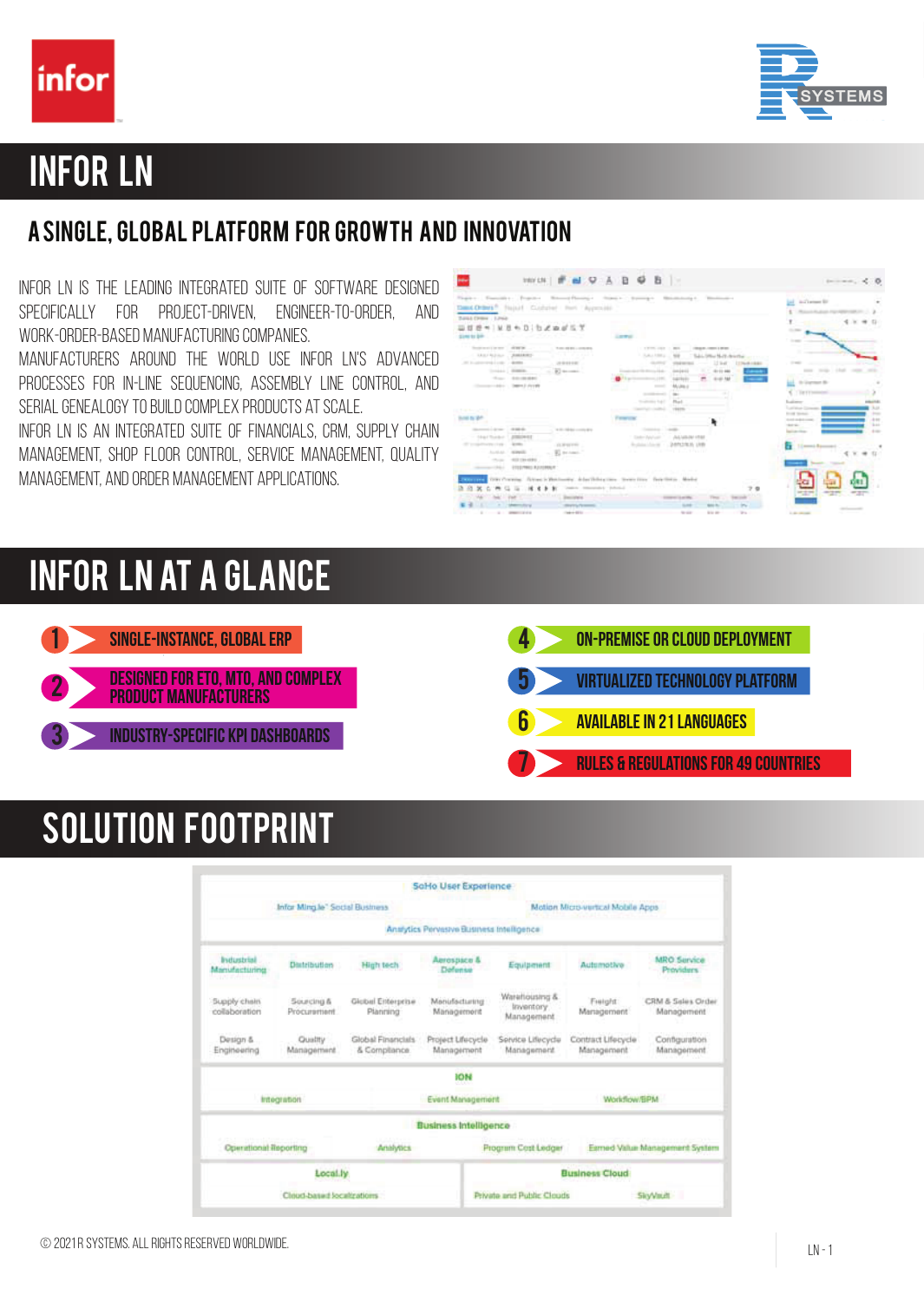# INFOR LN

## A SINGLE, GLOBAL PLATFORM FOR GROWTH AND INNOVATION

INFOR LN IS THE LEADING INTEGRATED SUITE OF SOFTWARE DESIGNED SPECIFICALLY FOR PROJECT-DRIVEN, ENGINEER-TO-ORDER, AND WORK-ORDER-BASED MANUFACTURING COMPANIES.

MANUFACTURERS AROUND THE WORLD USE INFOR LN'S ADVANCED PROCESSES FOR IN-LINE SEQUENCING, ASSEMBLY LINE CONTROL, AND SERIAL GENEALOGY TO BUILD COMPLEX PRODUCTS AT SCALE.

INFOR LN IS AN INTEGRATED SUITE OF FINANCIALS, CRM, SUPPLY CHAIN MANAGEMENT, SHOP FLOOR CONTROL, SERVICE MANAGEMENT, QUALITY MANAGEMENT, AND ORDER MANAGEMENT APPLICATIONS.

# INFOR LN AT A GLANCE

1. SINGLE-INSTANCE, GLOBAL ERP
2. DESIGNED FOR ETO, MTO, AND COMPLEX PRODUCT MANUFACTURERS
3. INDUSTRY-SPECIFIC KPI DASHBOARDS
4. ON-PREMISE OR CLOUD DEPLOYMENT
5. VIRTUALIZED TECHNOLOGY PLATFORM
6. AVAILABLE IN 21 LANGUAGES
7. RULES & REGULATIONS FOR 49 COUNTRIES

# SOLUTION FOOTPRINT

**SoHo User Experience**

Infor Ming.le™ Social Business | Motion Micro-vertical Mobile Apps

Analytics Pervasive Business Intelligence

| Industrial Manufacturing | Distribution | High tech | Aerospace & Defense | Equipment | Automotive | MRO Service Providers |
|---|---|---|---|---|---|---|
| Supply chain collaboration | Sourcing & Procurement | Global Enterprise Planning | Manufacturing Management | Warehousing & Inventory Management | Freight Management | CRM & Sales Order Management |
| Design & Engineering | Quality Management | Global Financials & Compliance | Project Lifecycle Management | Service Lifecycle Management | Contract Lifecycle Management | Configuration Management |

**ION**

Integration | Event Management | Workflow/BPM

**Business Intelligence**

Operational Reporting | Analytics | Program Cost Ledger | Earned Value Management System

**Local.ly**

Cloud-based localizations

**Business Cloud**

Private and Public Clouds | SkyVault

© 2021 R SYSTEMS. ALL RIGHTS RESERVED WORLDWIDE.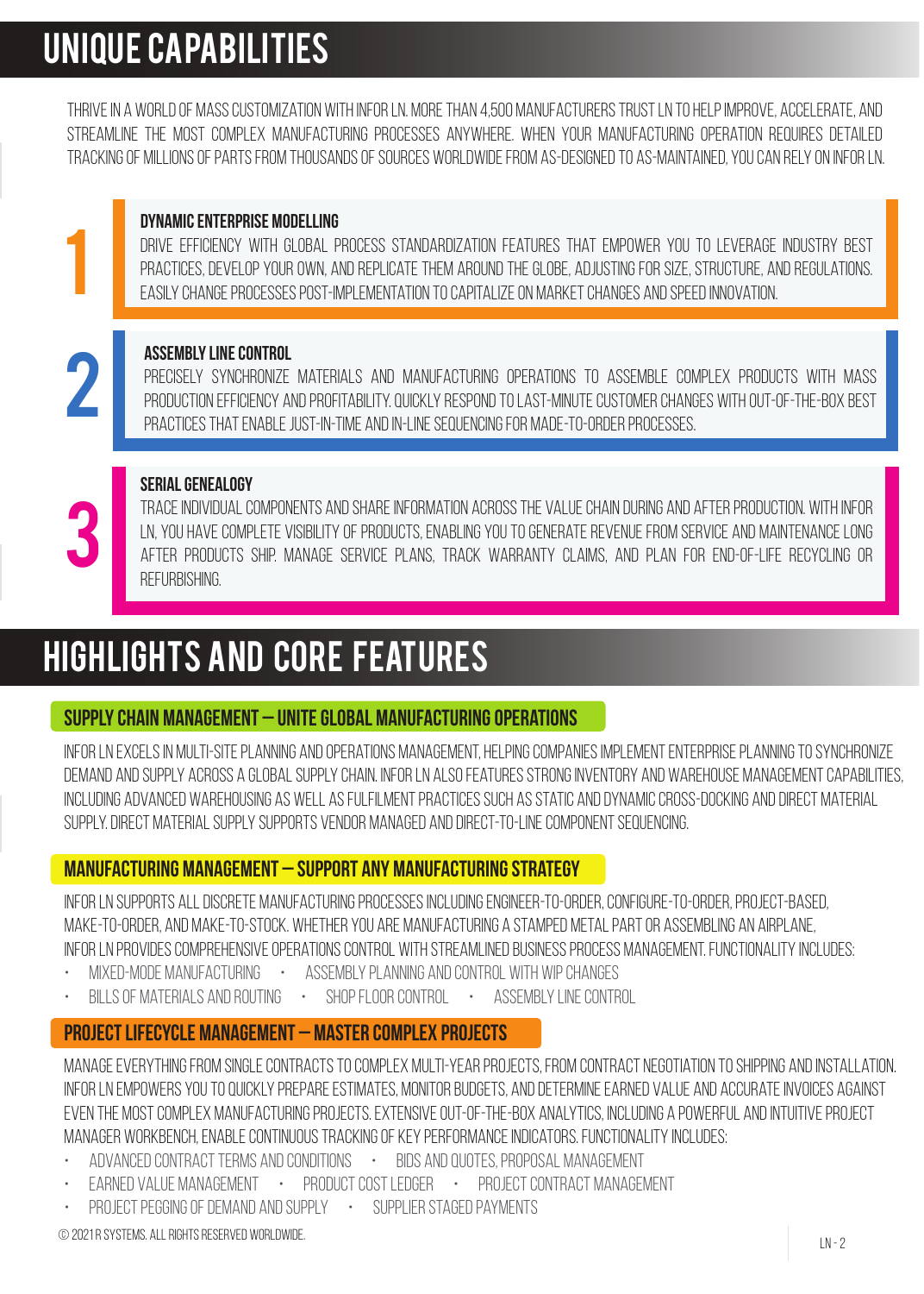# UNIQUE CAPABILITIES

THRIVE IN A WORLD OF MASS CUSTOMIZATION WITH INFOR LN. MORE THAN 4,500 MANUFACTURERS TRUST LN TO HELP IMPROVE, ACCELERATE, AND STREAMLINE THE MOST COMPLEX MANUFACTURING PROCESSES ANYWHERE. WHEN YOUR MANUFACTURING OPERATION REQUIRES DETAILED TRACKING OF MILLIONS OF PARTS FROM THOUSANDS OF SOURCES WORLDWIDE FROM AS-DESIGNED TO AS-MAINTAINED, YOU CAN RELY ON INFOR LN.

### 1 DYNAMIC ENTERPRISE MODELLING

DRIVE EFFICIENCY WITH GLOBAL PROCESS STANDARDIZATION FEATURES THAT EMPOWER YOU TO LEVERAGE INDUSTRY BEST PRACTICES, DEVELOP YOUR OWN, AND REPLICATE THEM AROUND THE GLOBE, ADJUSTING FOR SIZE, STRUCTURE, AND REGULATIONS. EASILY CHANGE PROCESSES POST-IMPLEMENTATION TO CAPITALIZE ON MARKET CHANGES AND SPEED INNOVATION.

### 2 ASSEMBLY LINE CONTROL

PRECISELY SYNCHRONIZE MATERIALS AND MANUFACTURING OPERATIONS TO ASSEMBLE COMPLEX PRODUCTS WITH MASS PRODUCTION EFFICIENCY AND PROFITABILITY. QUICKLY RESPOND TO LAST-MINUTE CUSTOMER CHANGES WITH OUT-OF-THE-BOX BEST PRACTICES THAT ENABLE JUST-IN-TIME AND IN-LINE SEQUENCING FOR MADE-TO-ORDER PROCESSES.

### 3 SERIAL GENEALOGY

TRACE INDIVIDUAL COMPONENTS AND SHARE INFORMATION ACROSS THE VALUE CHAIN DURING AND AFTER PRODUCTION. WITH INFOR LN, YOU HAVE COMPLETE VISIBILITY OF PRODUCTS, ENABLING YOU TO GENERATE REVENUE FROM SERVICE AND MAINTENANCE LONG AFTER PRODUCTS SHIP. MANAGE SERVICE PLANS, TRACK WARRANTY CLAIMS, AND PLAN FOR END-OF-LIFE RECYCLING OR REFURBISHING.

# HIGHLIGHTS AND CORE FEATURES

## SUPPLY CHAIN MANAGEMENT – UNITE GLOBAL MANUFACTURING OPERATIONS

INFOR LN EXCELS IN MULTI-SITE PLANNING AND OPERATIONS MANAGEMENT, HELPING COMPANIES IMPLEMENT ENTERPRISE PLANNING TO SYNCHRONIZE DEMAND AND SUPPLY ACROSS A GLOBAL SUPPLY CHAIN. INFOR LN ALSO FEATURES STRONG INVENTORY AND WAREHOUSE MANAGEMENT CAPABILITIES, INCLUDING ADVANCED WAREHOUSING AS WELL AS FULFILMENT PRACTICES SUCH AS STATIC AND DYNAMIC CROSS-DOCKING AND DIRECT MATERIAL SUPPLY. DIRECT MATERIAL SUPPLY SUPPORTS VENDOR MANAGED AND DIRECT-TO-LINE COMPONENT SEQUENCING.

## MANUFACTURING MANAGEMENT – SUPPORT ANY MANUFACTURING STRATEGY

INFOR LN SUPPORTS ALL DISCRETE MANUFACTURING PROCESSES INCLUDING ENGINEER-TO-ORDER, CONFIGURE-TO-ORDER, PROJECT-BASED, MAKE-TO-ORDER, AND MAKE-TO-STOCK. WHETHER YOU ARE MANUFACTURING A STAMPED METAL PART OR ASSEMBLING AN AIRPLANE, INFOR LN PROVIDES COMPREHENSIVE OPERATIONS CONTROL WITH STREAMLINED BUSINESS PROCESS MANAGEMENT. FUNCTIONALITY INCLUDES:

- MIXED-MODE MANUFACTURING
- ASSEMBLY PLANNING AND CONTROL WITH WIP CHANGES
- BILLS OF MATERIALS AND ROUTING
- SHOP FLOOR CONTROL
- ASSEMBLY LINE CONTROL

## PROJECT LIFECYCLE MANAGEMENT – MASTER COMPLEX PROJECTS

MANAGE EVERYTHING FROM SINGLE CONTRACTS TO COMPLEX MULTI-YEAR PROJECTS, FROM CONTRACT NEGOTIATION TO SHIPPING AND INSTALLATION. INFOR LN EMPOWERS YOU TO QUICKLY PREPARE ESTIMATES, MONITOR BUDGETS, AND DETERMINE EARNED VALUE AND ACCURATE INVOICES AGAINST EVEN THE MOST COMPLEX MANUFACTURING PROJECTS. EXTENSIVE OUT-OF-THE-BOX ANALYTICS, INCLUDING A POWERFUL AND INTUITIVE PROJECT MANAGER WORKBENCH, ENABLE CONTINUOUS TRACKING OF KEY PERFORMANCE INDICATORS. FUNCTIONALITY INCLUDES:

- ADVANCED CONTRACT TERMS AND CONDITIONS
- BIDS AND QUOTES, PROPOSAL MANAGEMENT
- EARNED VALUE MANAGEMENT
- PRODUCT COST LEDGER
- PROJECT CONTRACT MANAGEMENT
- PROJECT PEGGING OF DEMAND AND SUPPLY
- SUPPLIER STAGED PAYMENTS

© 2021 R SYSTEMS. ALL RIGHTS RESERVED WORLDWIDE.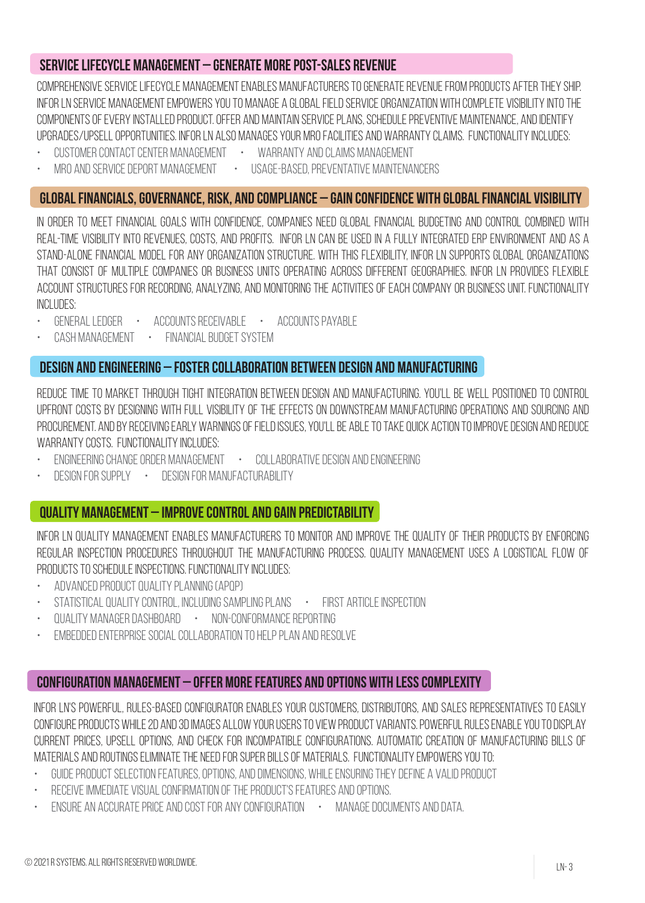## SERVICE LIFECYCLE MANAGEMENT – GENERATE MORE POST-SALES REVENUE

COMPREHENSIVE SERVICE LIFECYCLE MANAGEMENT ENABLES MANUFACTURERS TO GENERATE REVENUE FROM PRODUCTS AFTER THEY SHIP. INFOR LN SERVICE MANAGEMENT EMPOWERS YOU TO MANAGE A GLOBAL FIELD SERVICE ORGANIZATION WITH COMPLETE VISIBILITY INTO THE COMPONENTS OF EVERY INSTALLED PRODUCT. OFFER AND MAINTAIN SERVICE PLANS, SCHEDULE PREVENTIVE MAINTENANCE, AND IDENTIFY UPGRADES/UPSELL OPPORTUNITIES. INFOR LN ALSO MANAGES YOUR MRO FACILITIES AND WARRANTY CLAIMS. FUNCTIONALITY INCLUDES:

- CUSTOMER CONTACT CENTER MANAGEMENT
- WARRANTY AND CLAIMS MANAGEMENT
- MRO AND SERVICE DEPORT MANAGEMENT
- USAGE-BASED, PREVENTATIVE MAINTENANCERS

## GLOBAL FINANCIALS, GOVERNANCE, RISK, AND COMPLIANCE – GAIN CONFIDENCE WITH GLOBAL FINANCIAL VISIBILITY

IN ORDER TO MEET FINANCIAL GOALS WITH CONFIDENCE, COMPANIES NEED GLOBAL FINANCIAL BUDGETING AND CONTROL COMBINED WITH REAL-TIME VISIBILITY INTO REVENUES, COSTS, AND PROFITS. INFOR LN CAN BE USED IN A FULLY INTEGRATED ERP ENVIRONMENT AND AS A STAND-ALONE FINANCIAL MODEL FOR ANY ORGANIZATION STRUCTURE. WITH THIS FLEXIBILITY, INFOR LN SUPPORTS GLOBAL ORGANIZATIONS THAT CONSIST OF MULTIPLE COMPANIES OR BUSINESS UNITS OPERATING ACROSS DIFFERENT GEOGRAPHIES. INFOR LN PROVIDES FLEXIBLE ACCOUNT STRUCTURES FOR RECORDING, ANALYZING, AND MONITORING THE ACTIVITIES OF EACH COMPANY OR BUSINESS UNIT. FUNCTIONALITY INCLUDES:

- GENERAL LEDGER
- ACCOUNTS RECEIVABLE
- ACCOUNTS PAYABLE
- CASH MANAGEMENT
- FINANCIAL BUDGET SYSTEM

## DESIGN AND ENGINEERING – FOSTER COLLABORATION BETWEEN DESIGN AND MANUFACTURING

REDUCE TIME TO MARKET THROUGH TIGHT INTEGRATION BETWEEN DESIGN AND MANUFACTURING. YOU'LL BE WELL POSITIONED TO CONTROL UPFRONT COSTS BY DESIGNING WITH FULL VISIBILITY OF THE EFFECTS ON DOWNSTREAM MANUFACTURING OPERATIONS AND SOURCING AND PROCUREMENT. AND BY RECEIVING EARLY WARNINGS OF FIELD ISSUES, YOU'LL BE ABLE TO TAKE QUICK ACTION TO IMPROVE DESIGN AND REDUCE WARRANTY COSTS. FUNCTIONALITY INCLUDES:

- ENGINEERING CHANGE ORDER MANAGEMENT
- COLLABORATIVE DESIGN AND ENGINEERING
- DESIGN FOR SUPPLY
- DESIGN FOR MANUFACTURABILITY

## QUALITY MANAGEMENT – IMPROVE CONTROL AND GAIN PREDICTABILITY

INFOR LN QUALITY MANAGEMENT ENABLES MANUFACTURERS TO MONITOR AND IMPROVE THE QUALITY OF THEIR PRODUCTS BY ENFORCING REGULAR INSPECTION PROCEDURES THROUGHOUT THE MANUFACTURING PROCESS. QUALITY MANAGEMENT USES A LOGISTICAL FLOW OF PRODUCTS TO SCHEDULE INSPECTIONS. FUNCTIONALITY INCLUDES:

- ADVANCED PRODUCT QUALITY PLANNING (APQP)
- STATISTICAL QUALITY CONTROL, INCLUDING SAMPLING PLANS
- FIRST ARTICLE INSPECTION
- QUALITY MANAGER DASHBOARD
- NON-CONFORMANCE REPORTING
- EMBEDDED ENTERPRISE SOCIAL COLLABORATION TO HELP PLAN AND RESOLVE

## CONFIGURATION MANAGEMENT – OFFER MORE FEATURES AND OPTIONS WITH LESS COMPLEXITY

INFOR LN'S POWERFUL, RULES-BASED CONFIGURATOR ENABLES YOUR CUSTOMERS, DISTRIBUTORS, AND SALES REPRESENTATIVES TO EASILY CONFIGURE PRODUCTS WHILE 2D AND 3D IMAGES ALLOW YOUR USERS TO VIEW PRODUCT VARIANTS. POWERFUL RULES ENABLE YOU TO DISPLAY CURRENT PRICES, UPSELL OPTIONS, AND CHECK FOR INCOMPATIBLE CONFIGURATIONS. AUTOMATIC CREATION OF MANUFACTURING BILLS OF MATERIALS AND ROUTINGS ELIMINATE THE NEED FOR SUPER BILLS OF MATERIALS. FUNCTIONALITY EMPOWERS YOU TO:

- GUIDE PRODUCT SELECTION FEATURES, OPTIONS, AND DIMENSIONS, WHILE ENSURING THEY DEFINE A VALID PRODUCT
- RECEIVE IMMEDIATE VISUAL CONFIRMATION OF THE PRODUCT'S FEATURES AND OPTIONS.
- ENSURE AN ACCURATE PRICE AND COST FOR ANY CONFIGURATION
- MANAGE DOCUMENTS AND DATA.

© 2021 R SYSTEMS. ALL RIGHTS RESERVED WORLDWIDE.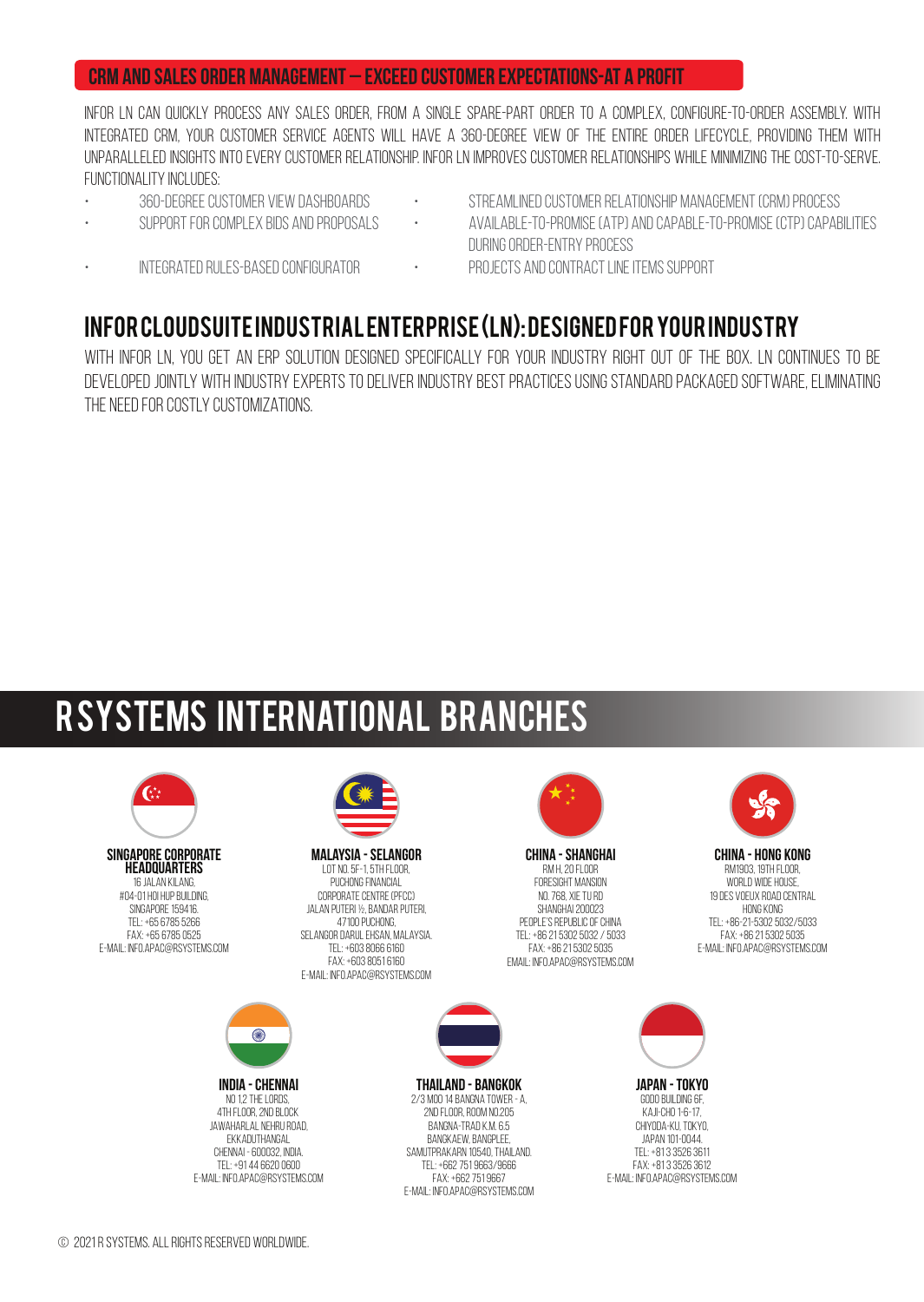## CRM AND SALES ORDER MANAGEMENT – EXCEED CUSTOMER EXPECTATIONS-AT A PROFIT

INFOR LN CAN QUICKLY PROCESS ANY SALES ORDER, FROM A SINGLE SPARE-PART ORDER TO A COMPLEX, CONFIGURE-TO-ORDER ASSEMBLY. WITH INTEGRATED CRM, YOUR CUSTOMER SERVICE AGENTS WILL HAVE A 360-DEGREE VIEW OF THE ENTIRE ORDER LIFECYCLE, PROVIDING THEM WITH UNPARALLELED INSIGHTS INTO EVERY CUSTOMER RELATIONSHIP. INFOR LN IMPROVES CUSTOMER RELATIONSHIPS WHILE MINIMIZING THE COST-TO-SERVE. FUNCTIONALITY INCLUDES:

- 360-DEGREE CUSTOMER VIEW DASHBOARDS
- SUPPORT FOR COMPLEX BIDS AND PROPOSALS
- INTEGRATED RULES-BASED CONFIGURATOR
- STREAMLINED CUSTOMER RELATIONSHIP MANAGEMENT (CRM) PROCESS
- AVAILABLE-TO-PROMISE (ATP) AND CAPABLE-TO-PROMISE (CTP) CAPABILITIES DURING ORDER-ENTRY PROCESS
- PROJECTS AND CONTRACT LINE ITEMS SUPPORT

## INFOR CLOUDSUITE INDUSTRIAL ENTERPRISE (LN): DESIGNED FOR YOUR INDUSTRY

WITH INFOR LN, YOU GET AN ERP SOLUTION DESIGNED SPECIFICALLY FOR YOUR INDUSTRY RIGHT OUT OF THE BOX. LN CONTINUES TO BE DEVELOPED JOINTLY WITH INDUSTRY EXPERTS TO DELIVER INDUSTRY BEST PRACTICES USING STANDARD PACKAGED SOFTWARE, ELIMINATING THE NEED FOR COSTLY CUSTOMIZATIONS.

# R SYSTEMS INTERNATIONAL BRANCHES

**SINGAPORE CORPORATE HEADQUARTERS**
16 JALAN KILANG,
#04-01 HOI HUP BUILDING,
SINGAPORE 159416.
TEL: +65 6785 5266
FAX: +65 6785 0525
E-MAIL: INFO.APAC@RSYSTEMS.COM

**MALAYSIA - SELANGOR**
LOT NO. 5F-1, 5TH FLOOR,
PUCHONG FINANCIAL
CORPORATE CENTRE (PFCC)
JALAN PUTERI ½, BANDAR PUTERI,
47100 PUCHONG,
SELANGOR DARUL EHSAN, MALAYSIA.
TEL: +603 8066 6160
FAX: +603 8051 6160
E-MAIL: INFO.APAC@RSYSTEMS.COM

**CHINA - SHANGHAI**
RM H, 20 FLOOR
FORESIGHT MANSION
NO. 768, XIE TU RD
SHANGHAI 200023
PEOPLE'S REPUBLIC OF CHINA
TEL: +86 21 5302 5032 / 5033
FAX: +86 21 5302 5035
EMAIL: INFO.APAC@RSYSTEMS.COM

**CHINA - HONG KONG**
RM1903, 19TH FLOOR,
WORLD WIDE HOUSE,
19 DES VOEUX ROAD CENTRAL
HONG KONG
TEL: +86-21-5302 5032/5033
FAX: +86 21 5302 5035
E-MAIL: INFO.APAC@RSYSTEMS.COM

**INDIA - CHENNAI**
NO 1,2 THE LORDS,
4TH FLOOR, 2ND BLOCK
JAWAHARLAL NEHRU ROAD,
EKKADUTHANGAL
CHENNAI - 600032, INDIA.
TEL: +91 44 6620 0600
E-MAIL: INFO.APAC@RSYSTEMS.COM

**THAILAND - BANGKOK**
2/3 MOO 14 BANGNA TOWER - A,
2ND FLOOR, ROOM NO.205
BANGNA-TRAD K.M. 6.5
BANGKAEW, BANGPLEE,
SAMUTPRAKARN 10540, THAILAND.
TEL: +662 751 9663/9666
FAX: +662 751 9667
E-MAIL: INFO.APAC@RSYSTEMS.COM

**JAPAN - TOKYO**
GODO BUILDING 6F,
KAJI-CHO 1-6-17,
CHIYODA-KU, TOKYO,
JAPAN 101-0044.
TEL: +813 3526 3611
FAX: +813 3526 3612
E-MAIL: INFO.APAC@RSYSTEMS.COM

© 2021 R SYSTEMS. ALL RIGHTS RESERVED WORLDWIDE.